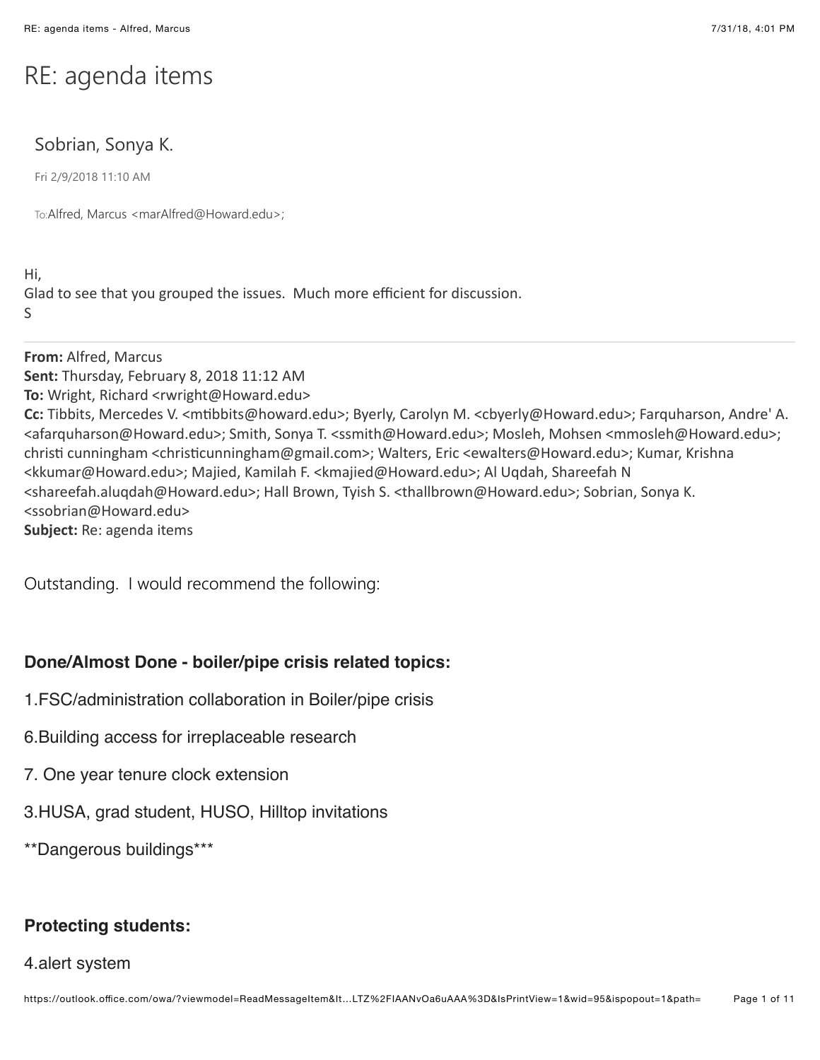# RE: agenda items

Sobrian, Sonya K.

Fri 2/9/2018 11:10 AM

To:Alfred, Marcus <marAlfred@Howard.edu>;

Hi,
Glad to see that you grouped the issues. Much more efficient for discussion.
S

---

**From:** Alfred, Marcus
**Sent:** Thursday, February 8, 2018 11:12 AM
**To:** Wright, Richard <rwright@Howard.edu>
**Cc:** Tibbits, Mercedes V. <mtibbits@howard.edu>; Byerly, Carolyn M. <cbyerly@Howard.edu>; Farquharson, Andre' A. <afarquharson@Howard.edu>; Smith, Sonya T. <ssmith@Howard.edu>; Mosleh, Mohsen <mmosleh@Howard.edu>; christi cunningham <christicunningham@gmail.com>; Walters, Eric <ewalters@Howard.edu>; Kumar, Krishna <kkumar@Howard.edu>; Majied, Kamilah F. <kmajied@Howard.edu>; Al Uqdah, Shareefah N <shareefah.aluqdah@Howard.edu>; Hall Brown, Tyish S. <thallbrown@Howard.edu>; Sobrian, Sonya K. <ssobrian@Howard.edu>
**Subject:** Re: agenda items

Outstanding. I would recommend the following:

**Done/Almost Done - boiler/pipe crisis related topics:**

1.FSC/administration collaboration in Boiler/pipe crisis

6.Building access for irreplaceable research

7. One year tenure clock extension

3.HUSA, grad student, HUSO, Hilltop invitations

**Dangerous buildings***

**Protecting students:**

4.alert system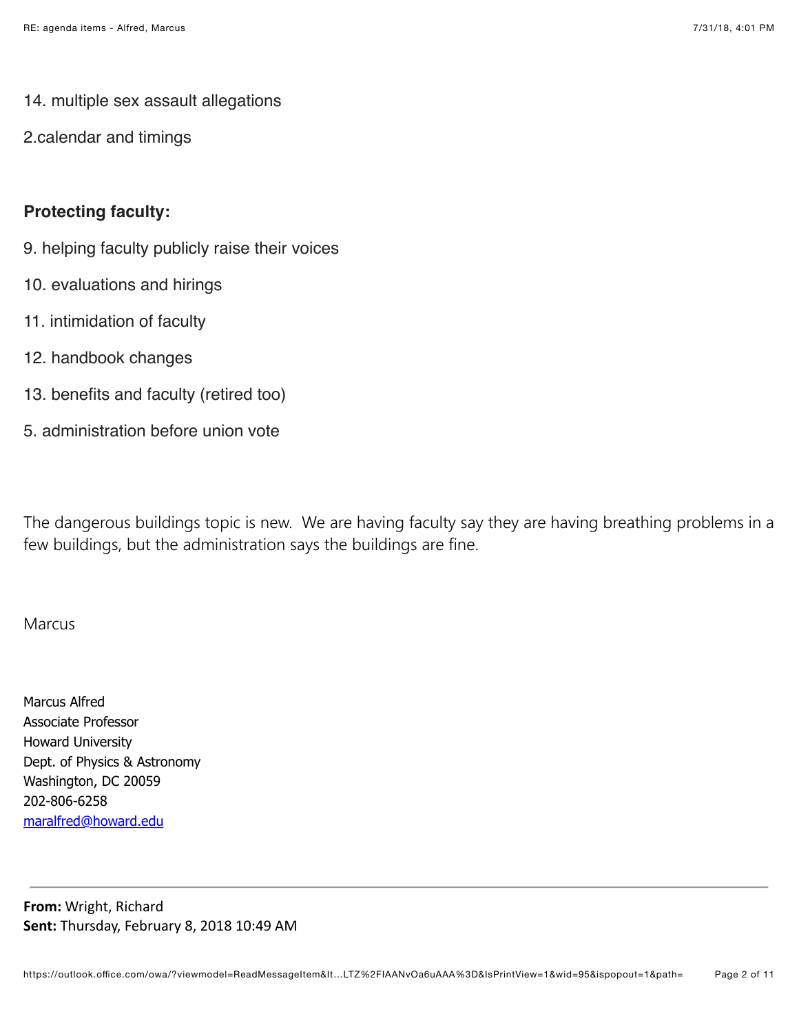14. multiple sex assault allegations

2.calendar and timings

**Protecting faculty:**

9. helping faculty publicly raise their voices

10. evaluations and hirings

11. intimidation of faculty

12. handbook changes

13. benefits and faculty (retired too)

5. administration before union vote

The dangerous buildings topic is new. We are having faculty say they are having breathing problems in a few buildings, but the administration says the buildings are fine.

Marcus

Marcus Alfred
Associate Professor
Howard University
Dept. of Physics & Astronomy
Washington, DC 20059
202-806-6258
maralfred@howard.edu

---

**From:** Wright, Richard
**Sent:** Thursday, February 8, 2018 10:49 AM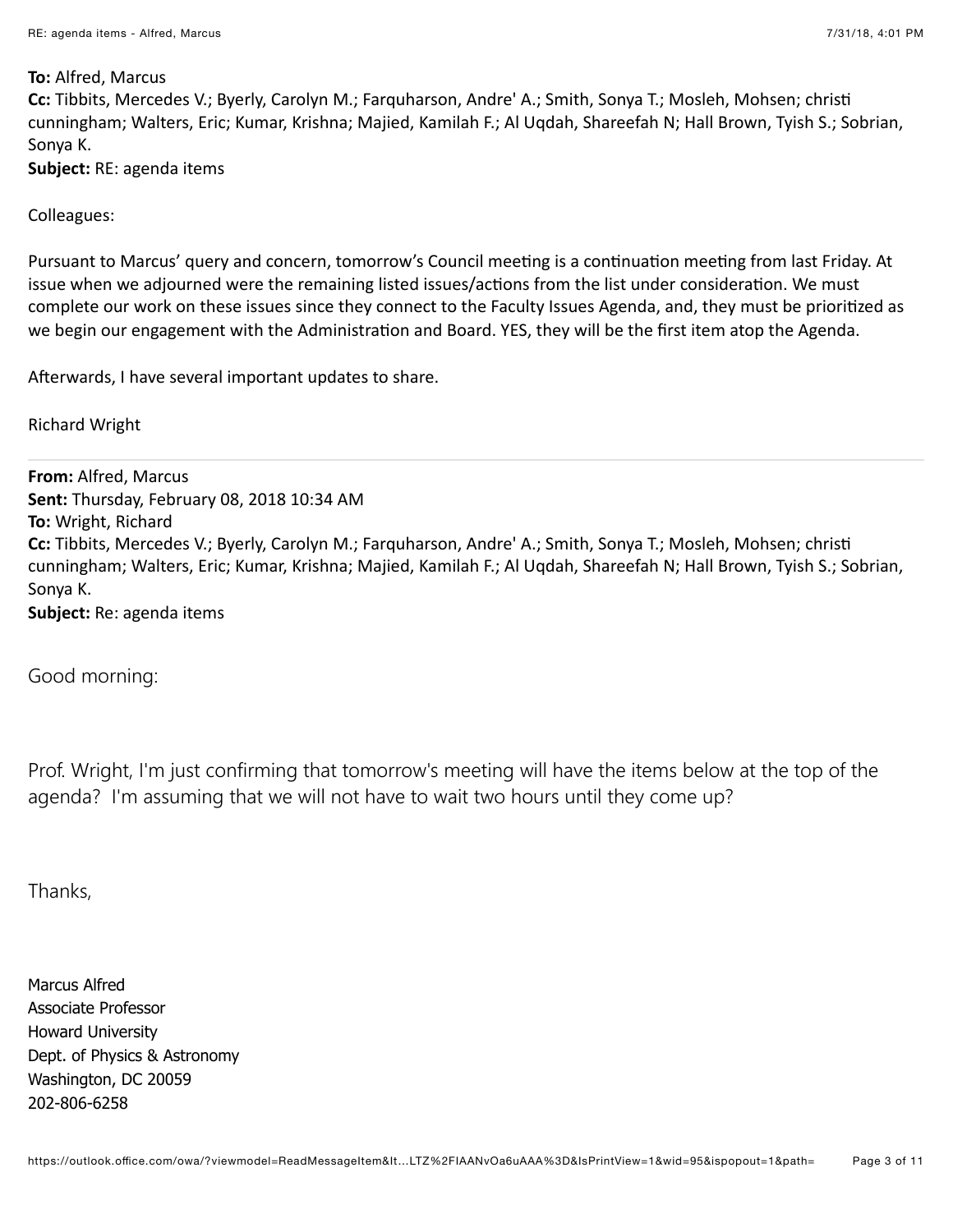**To:** Alfred, Marcus
**Cc:** Tibbits, Mercedes V.; Byerly, Carolyn M.; Farquharson, Andre' A.; Smith, Sonya T.; Mosleh, Mohsen; christi cunningham; Walters, Eric; Kumar, Krishna; Majied, Kamilah F.; Al Uqdah, Shareefah N; Hall Brown, Tyish S.; Sobrian, Sonya K.
**Subject:** RE: agenda items

Colleagues:

Pursuant to Marcus' query and concern, tomorrow's Council meeting is a continuation meeting from last Friday. At issue when we adjourned were the remaining listed issues/actions from the list under consideration. We must complete our work on these issues since they connect to the Faculty Issues Agenda, and, they must be prioritized as we begin our engagement with the Administration and Board. YES, they will be the first item atop the Agenda.

Afterwards, I have several important updates to share.

Richard Wright

---

**From:** Alfred, Marcus
**Sent:** Thursday, February 08, 2018 10:34 AM
**To:** Wright, Richard
**Cc:** Tibbits, Mercedes V.; Byerly, Carolyn M.; Farquharson, Andre' A.; Smith, Sonya T.; Mosleh, Mohsen; christi cunningham; Walters, Eric; Kumar, Krishna; Majied, Kamilah F.; Al Uqdah, Shareefah N; Hall Brown, Tyish S.; Sobrian, Sonya K.
**Subject:** Re: agenda items

Good morning:

Prof. Wright, I'm just confirming that tomorrow's meeting will have the items below at the top of the agenda? I'm assuming that we will not have to wait two hours until they come up?

Thanks,

Marcus Alfred
Associate Professor
Howard University
Dept. of Physics & Astronomy
Washington, DC 20059
202-806-6258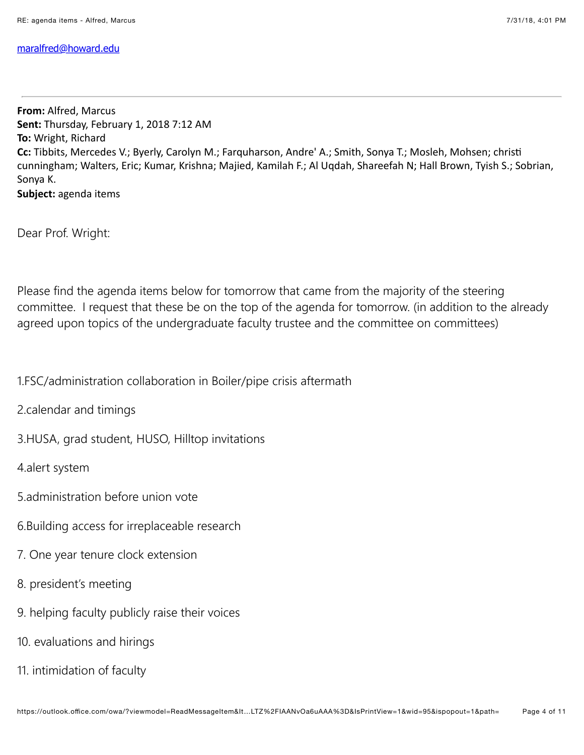maralfred@howard.edu

---

**From:** Alfred, Marcus
**Sent:** Thursday, February 1, 2018 7:12 AM
**To:** Wright, Richard
**Cc:** Tibbits, Mercedes V.; Byerly, Carolyn M.; Farquharson, Andre' A.; Smith, Sonya T.; Mosleh, Mohsen; christi cunningham; Walters, Eric; Kumar, Krishna; Majied, Kamilah F.; Al Uqdah, Shareefah N; Hall Brown, Tyish S.; Sobrian, Sonya K.
**Subject:** agenda items

Dear Prof. Wright:

Please find the agenda items below for tomorrow that came from the majority of the steering committee. I request that these be on the top of the agenda for tomorrow. (in addition to the already agreed upon topics of the undergraduate faculty trustee and the committee on committees)

1.FSC/administration collaboration in Boiler/pipe crisis aftermath

2.calendar and timings

3.HUSA, grad student, HUSO, Hilltop invitations

4.alert system

5.administration before union vote

6.Building access for irreplaceable research

7. One year tenure clock extension

8. president's meeting

9. helping faculty publicly raise their voices

10. evaluations and hirings

11. intimidation of faculty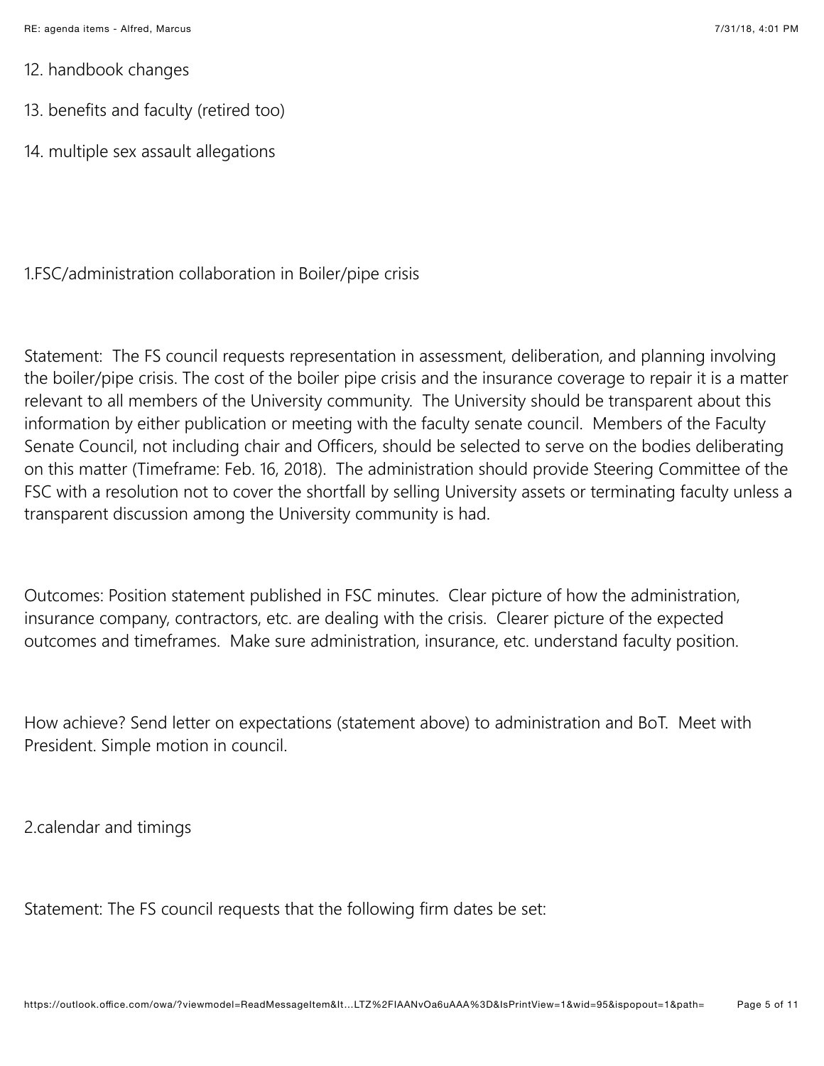12. handbook changes

13. benefits and faculty (retired too)

14. multiple sex assault allegations

1.FSC/administration collaboration in Boiler/pipe crisis

Statement: The FS council requests representation in assessment, deliberation, and planning involving the boiler/pipe crisis. The cost of the boiler pipe crisis and the insurance coverage to repair it is a matter relevant to all members of the University community. The University should be transparent about this information by either publication or meeting with the faculty senate council. Members of the Faculty Senate Council, not including chair and Officers, should be selected to serve on the bodies deliberating on this matter (Timeframe: Feb. 16, 2018). The administration should provide Steering Committee of the FSC with a resolution not to cover the shortfall by selling University assets or terminating faculty unless a transparent discussion among the University community is had.

Outcomes: Position statement published in FSC minutes. Clear picture of how the administration, insurance company, contractors, etc. are dealing with the crisis. Clearer picture of the expected outcomes and timeframes. Make sure administration, insurance, etc. understand faculty position.

How achieve? Send letter on expectations (statement above) to administration and BoT. Meet with President. Simple motion in council.

2.calendar and timings

Statement: The FS council requests that the following firm dates be set: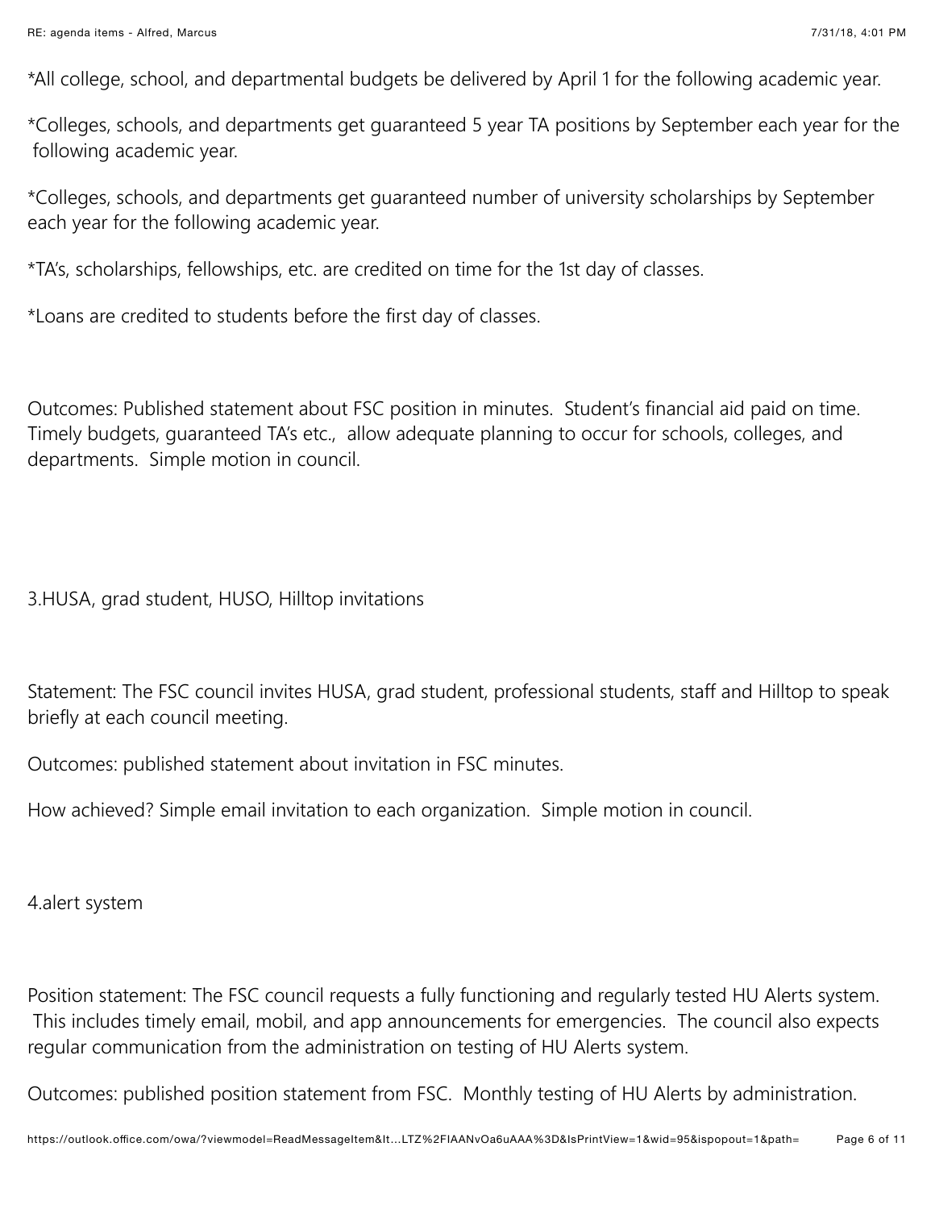*All college, school, and departmental budgets be delivered by April 1 for the following academic year.

*Colleges, schools, and departments get guaranteed 5 year TA positions by September each year for the following academic year.

*Colleges, schools, and departments get guaranteed number of university scholarships by September each year for the following academic year.

*TA's, scholarships, fellowships, etc. are credited on time for the 1st day of classes.

*Loans are credited to students before the first day of classes.

Outcomes: Published statement about FSC position in minutes.  Student's financial aid paid on time. Timely budgets, guaranteed TA's etc.,  allow adequate planning to occur for schools, colleges, and departments.  Simple motion in council.

3.HUSA, grad student, HUSO, Hilltop invitations

Statement: The FSC council invites HUSA, grad student, professional students, staff and Hilltop to speak briefly at each council meeting.

Outcomes: published statement about invitation in FSC minutes.

How achieved? Simple email invitation to each organization.  Simple motion in council.

4.alert system

Position statement: The FSC council requests a fully functioning and regularly tested HU Alerts system. This includes timely email, mobil, and app announcements for emergencies.  The council also expects regular communication from the administration on testing of HU Alerts system.

Outcomes: published position statement from FSC.  Monthly testing of HU Alerts by administration.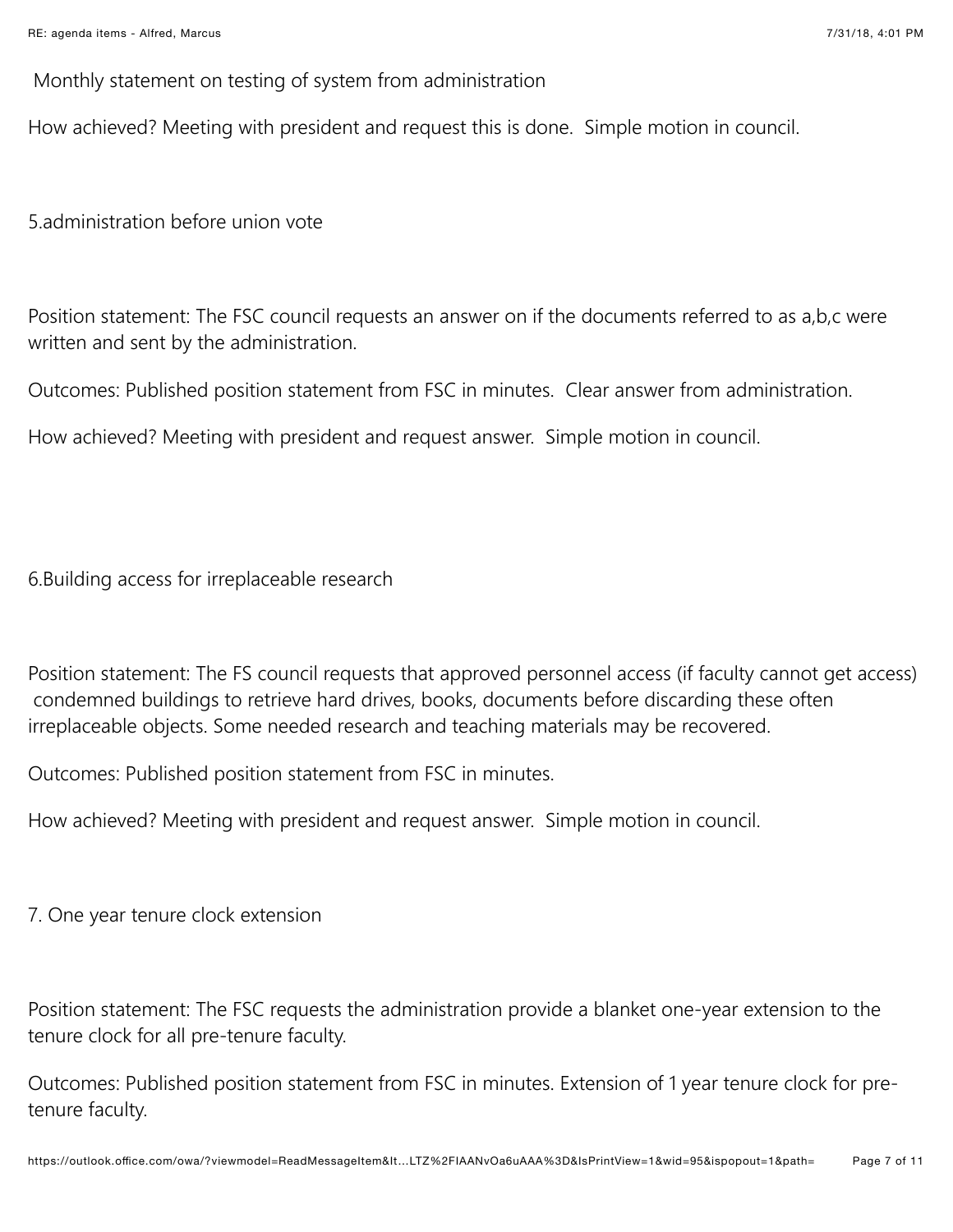Monthly statement on testing of system from administration

How achieved? Meeting with president and request this is done. Simple motion in council.

5.administration before union vote

Position statement: The FSC council requests an answer on if the documents referred to as a,b,c were written and sent by the administration.

Outcomes: Published position statement from FSC in minutes. Clear answer from administration.

How achieved? Meeting with president and request answer. Simple motion in council.

6.Building access for irreplaceable research

Position statement: The FS council requests that approved personnel access (if faculty cannot get access) condemned buildings to retrieve hard drives, books, documents before discarding these often irreplaceable objects. Some needed research and teaching materials may be recovered.

Outcomes: Published position statement from FSC in minutes.

How achieved? Meeting with president and request answer. Simple motion in council.

7. One year tenure clock extension

Position statement: The FSC requests the administration provide a blanket one-year extension to the tenure clock for all pre-tenure faculty.

Outcomes: Published position statement from FSC in minutes. Extension of 1 year tenure clock for pre-tenure faculty.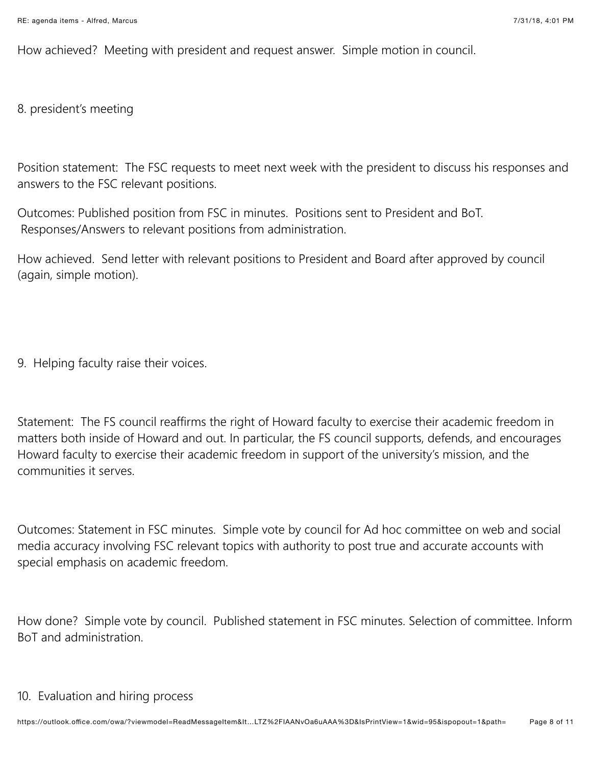How achieved? Meeting with president and request answer. Simple motion in council.

8. president's meeting

Position statement: The FSC requests to meet next week with the president to discuss his responses and answers to the FSC relevant positions.

Outcomes: Published position from FSC in minutes. Positions sent to President and BoT. Responses/Answers to relevant positions from administration.

How achieved. Send letter with relevant positions to President and Board after approved by council (again, simple motion).

9. Helping faculty raise their voices.

Statement: The FS council reaffirms the right of Howard faculty to exercise their academic freedom in matters both inside of Howard and out. In particular, the FS council supports, defends, and encourages Howard faculty to exercise their academic freedom in support of the university's mission, and the communities it serves.

Outcomes: Statement in FSC minutes. Simple vote by council for Ad hoc committee on web and social media accuracy involving FSC relevant topics with authority to post true and accurate accounts with special emphasis on academic freedom.

How done? Simple vote by council. Published statement in FSC minutes. Selection of committee. Inform BoT and administration.

10. Evaluation and hiring process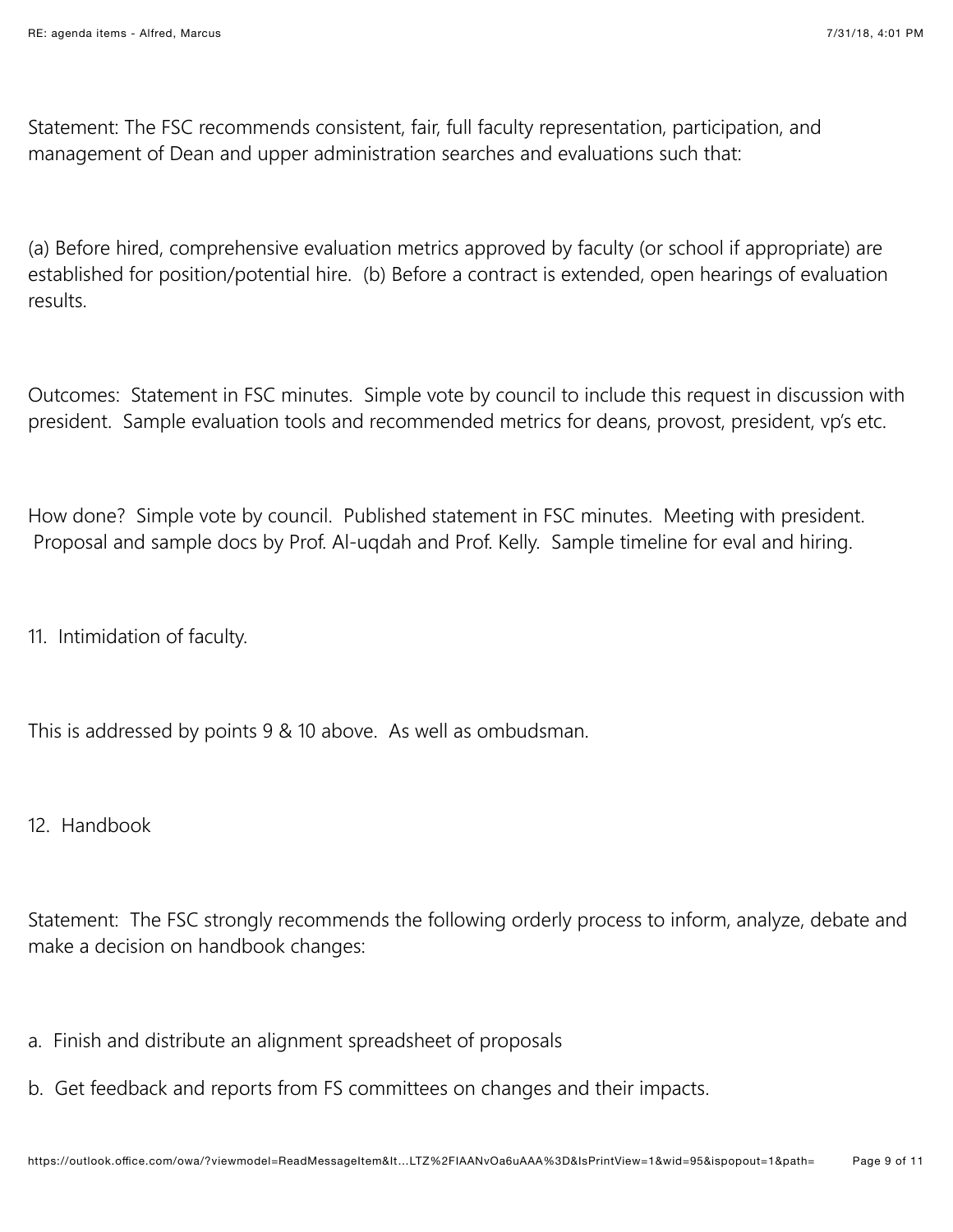Statement: The FSC recommends consistent, fair, full faculty representation, participation, and management of Dean and upper administration searches and evaluations such that:

(a) Before hired, comprehensive evaluation metrics approved by faculty (or school if appropriate) are established for position/potential hire. (b) Before a contract is extended, open hearings of evaluation results.

Outcomes: Statement in FSC minutes. Simple vote by council to include this request in discussion with president. Sample evaluation tools and recommended metrics for deans, provost, president, vp's etc.

How done? Simple vote by council. Published statement in FSC minutes. Meeting with president. Proposal and sample docs by Prof. Al-uqdah and Prof. Kelly. Sample timeline for eval and hiring.

11. Intimidation of faculty.

This is addressed by points 9 & 10 above. As well as ombudsman.

12. Handbook

Statement: The FSC strongly recommends the following orderly process to inform, analyze, debate and make a decision on handbook changes:

a. Finish and distribute an alignment spreadsheet of proposals

b. Get feedback and reports from FS committees on changes and their impacts.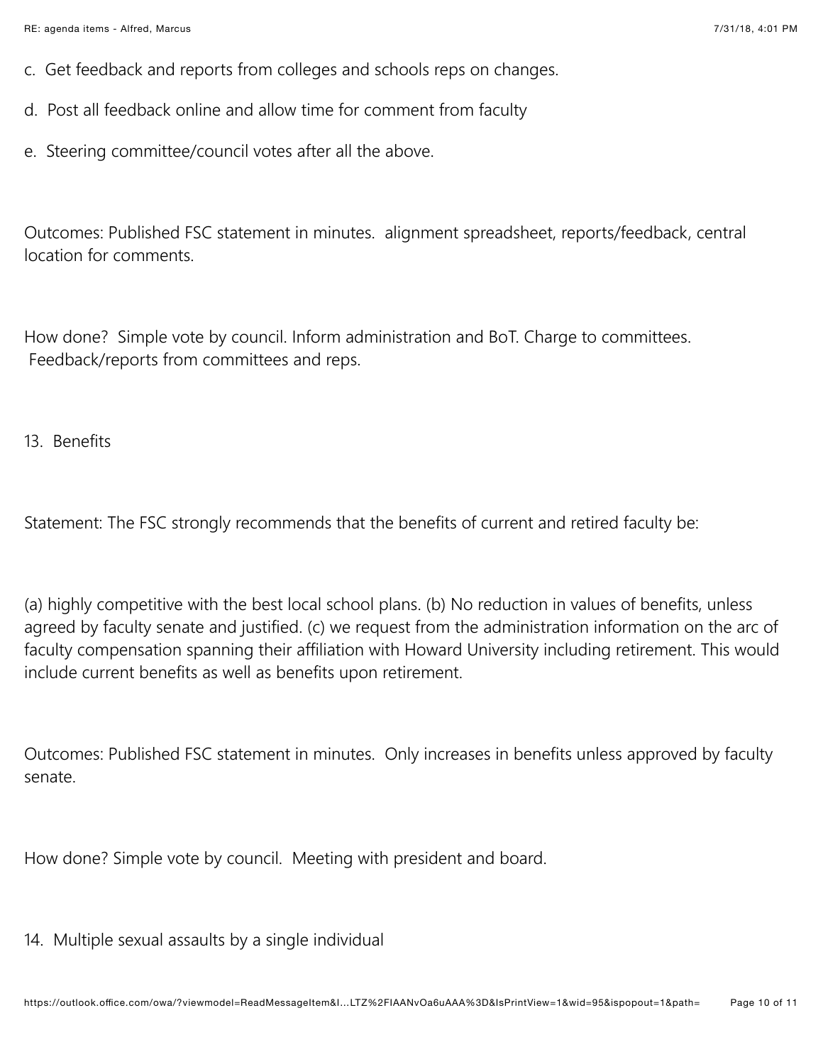c. Get feedback and reports from colleges and schools reps on changes.

d. Post all feedback online and allow time for comment from faculty

e. Steering committee/council votes after all the above.

Outcomes: Published FSC statement in minutes. alignment spreadsheet, reports/feedback, central location for comments.

How done? Simple vote by council. Inform administration and BoT. Charge to committees. Feedback/reports from committees and reps.

13. Benefits

Statement: The FSC strongly recommends that the benefits of current and retired faculty be:

(a) highly competitive with the best local school plans. (b) No reduction in values of benefits, unless agreed by faculty senate and justified. (c) we request from the administration information on the arc of faculty compensation spanning their affiliation with Howard University including retirement. This would include current benefits as well as benefits upon retirement.

Outcomes: Published FSC statement in minutes. Only increases in benefits unless approved by faculty senate.

How done? Simple vote by council. Meeting with president and board.

14. Multiple sexual assaults by a single individual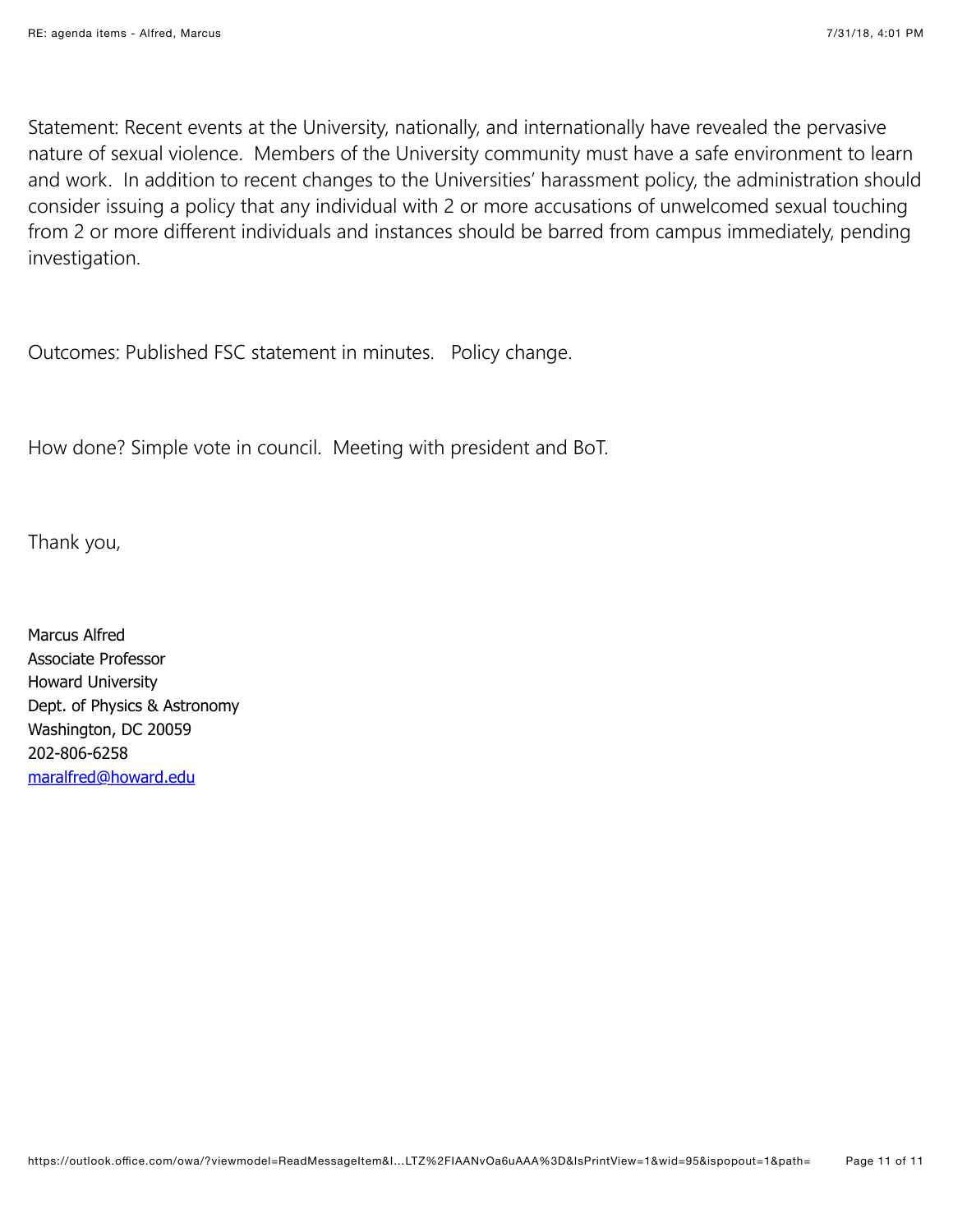Statement: Recent events at the University, nationally, and internationally have revealed the pervasive nature of sexual violence. Members of the University community must have a safe environment to learn and work. In addition to recent changes to the Universities' harassment policy, the administration should consider issuing a policy that any individual with 2 or more accusations of unwelcomed sexual touching from 2 or more different individuals and instances should be barred from campus immediately, pending investigation.

Outcomes: Published FSC statement in minutes. Policy change.

How done? Simple vote in council. Meeting with president and BoT.

Thank you,

Marcus Alfred
Associate Professor
Howard University
Dept. of Physics & Astronomy
Washington, DC 20059
202-806-6258
maralfred@howard.edu